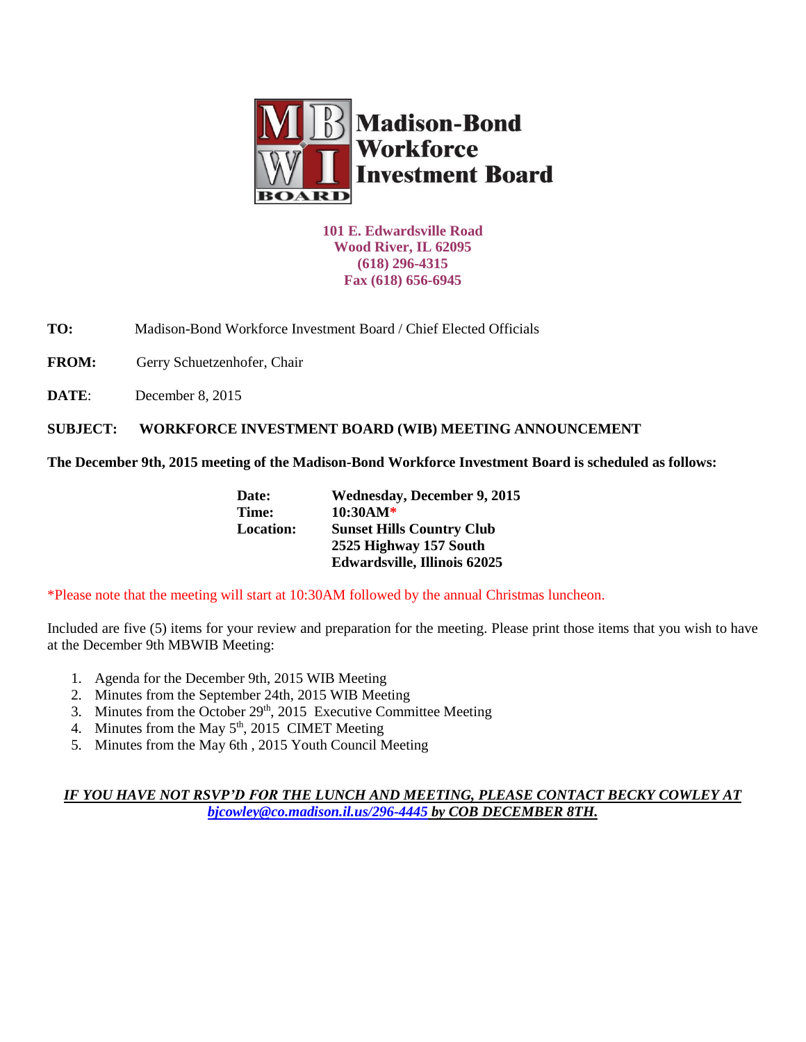# Madison-Bond Workforce Investment Board

**101 E. Edwardsville Road**
**Wood River, IL 62095**
**(618) 296-4315**
**Fax (618) 656-6945**

**TO:** Madison-Bond Workforce Investment Board / Chief Elected Officials

**FROM:** Gerry Schuetzenhofer, Chair

**DATE**: December 8, 2015

**SUBJECT: WORKFORCE INVESTMENT BOARD (WIB) MEETING ANNOUNCEMENT**

**The December 9th, 2015 meeting of the Madison-Bond Workforce Investment Board is scheduled as follows:**

| | |
|---|---|
| **Date:** | **Wednesday, December 9, 2015** |
| **Time:** | **10:30AM*** |
| **Location:** | **Sunset Hills Country Club**<br>**2525 Highway 157 South**<br>**Edwardsville, Illinois 62025** |

*Please note that the meeting will start at 10:30AM followed by the annual Christmas luncheon.

Included are five (5) items for your review and preparation for the meeting. Please print those items that you wish to have at the December 9th MBWIB Meeting:

1. Agenda for the December 9th, 2015 WIB Meeting
2. Minutes from the September 24th, 2015 WIB Meeting
3. Minutes from the October 29th, 2015 Executive Committee Meeting
4. Minutes from the May 5th, 2015 CIMET Meeting
5. Minutes from the May 6th , 2015 Youth Council Meeting

***IF YOU HAVE NOT RSVP'D FOR THE LUNCH AND MEETING, PLEASE CONTACT BECKY COWLEY AT bjcowley@co.madison.il.us/296-4445 by COB DECEMBER 8TH.***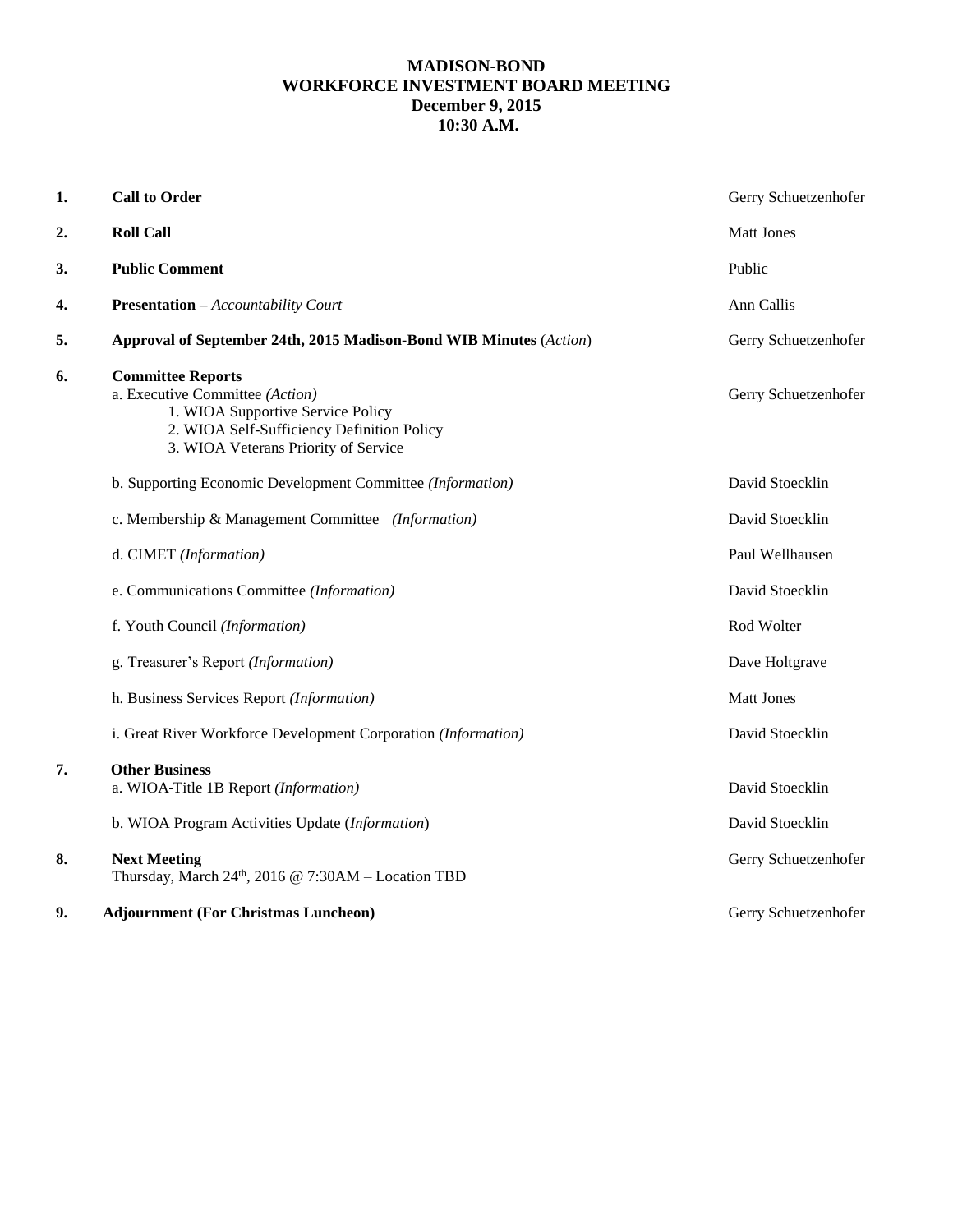# MADISON-BOND WORKFORCE INVESTMENT BOARD MEETING
## December 9, 2015
## 10:30 A.M.

| | | |
|---|---|---|
| **1.** | **Call to Order** | Gerry Schuetzenhofer |
| **2.** | **Roll Call** | Matt Jones |
| **3.** | **Public Comment** | Public |
| **4.** | **Presentation** – *Accountability Court* | Ann Callis |
| **5.** | **Approval of September 24th, 2015 Madison-Bond WIB Minutes** (*Action*) | Gerry Schuetzenhofer |
| **6.** | **Committee Reports**<br>a. Executive Committee *(Action)*<br>1. WIOA Supportive Service Policy<br>2. WIOA Self-Sufficiency Definition Policy<br>3. WIOA Veterans Priority of Service | Gerry Schuetzenhofer |
| | b. Supporting Economic Development Committee *(Information)* | David Stoecklin |
| | c. Membership & Management Committee *(Information)* | David Stoecklin |
| | d. CIMET *(Information)* | Paul Wellhausen |
| | e. Communications Committee *(Information)* | David Stoecklin |
| | f. Youth Council *(Information)* | Rod Wolter |
| | g. Treasurer's Report *(Information)* | Dave Holtgrave |
| | h. Business Services Report *(Information)* | Matt Jones |
| | i. Great River Workforce Development Corporation *(Information)* | David Stoecklin |
| **7.** | **Other Business**<br>a. WIOA-Title 1B Report *(Information)* | David Stoecklin |
| | b. WIOA Program Activities Update (*Information*) | David Stoecklin |
| **8.** | **Next Meeting**<br>Thursday, March 24th, 2016 @ 7:30AM – Location TBD | Gerry Schuetzenhofer |
| **9.** | **Adjournment (For Christmas Luncheon)** | Gerry Schuetzenhofer |